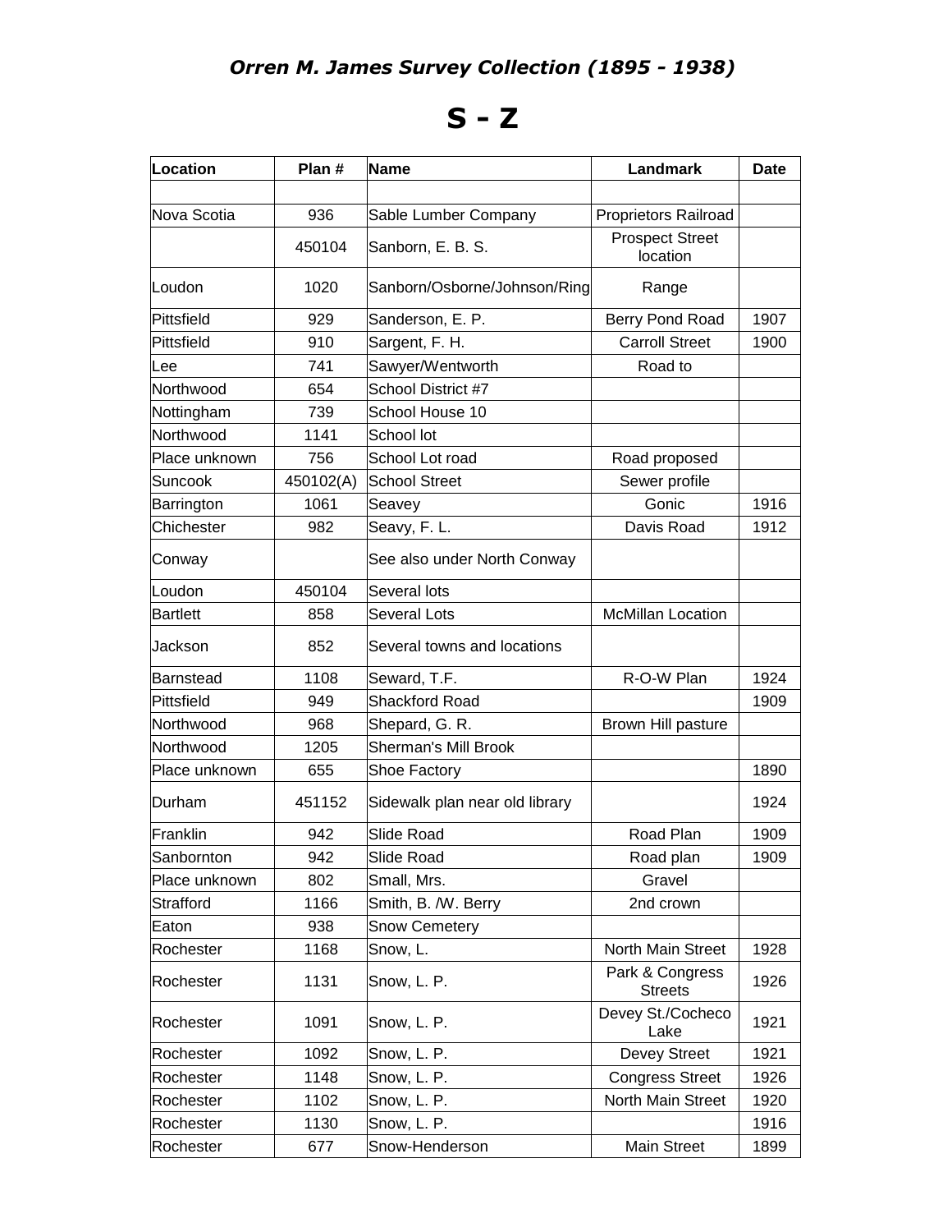# *Orren M. James Survey Collection (1895 - 1938)*

## S - Z

| Location | Plan # | Name | Landmark | Date |
|---|---|---|---|---|
| | | | | |
| Nova Scotia | 936 | Sable Lumber Company | Proprietors Railroad | |
| | 450104 | Sanborn, E. B. S. | Prospect Street location | |
| Loudon | 1020 | Sanborn/Osborne/Johnson/Ring | Range | |
| Pittsfield | 929 | Sanderson, E. P. | Berry Pond Road | 1907 |
| Pittsfield | 910 | Sargent, F. H. | Carroll Street | 1900 |
| Lee | 741 | Sawyer/Wentworth | Road to | |
| Northwood | 654 | School District #7 | | |
| Nottingham | 739 | School House 10 | | |
| Northwood | 1141 | School lot | | |
| Place unknown | 756 | School Lot road | Road proposed | |
| Suncook | 450102(A) | School Street | Sewer profile | |
| Barrington | 1061 | Seavey | Gonic | 1916 |
| Chichester | 982 | Seavy, F. L. | Davis Road | 1912 |
| Conway | | See also under North Conway | | |
| Loudon | 450104 | Several lots | | |
| Bartlett | 858 | Several Lots | McMillan Location | |
| Jackson | 852 | Several towns and locations | | |
| Barnstead | 1108 | Seward, T.F. | R-O-W Plan | 1924 |
| Pittsfield | 949 | Shackford Road | | 1909 |
| Northwood | 968 | Shepard, G. R. | Brown Hill pasture | |
| Northwood | 1205 | Sherman's Mill Brook | | |
| Place unknown | 655 | Shoe Factory | | 1890 |
| Durham | 451152 | Sidewalk plan near old library | | 1924 |
| Franklin | 942 | Slide Road | Road Plan | 1909 |
| Sanbornton | 942 | Slide Road | Road plan | 1909 |
| Place unknown | 802 | Small, Mrs. | Gravel | |
| Strafford | 1166 | Smith, B. /W. Berry | 2nd crown | |
| Eaton | 938 | Snow Cemetery | | |
| Rochester | 1168 | Snow, L. | North Main Street | 1928 |
| Rochester | 1131 | Snow, L. P. | Park & Congress Streets | 1926 |
| Rochester | 1091 | Snow, L. P. | Devey St./Cocheco Lake | 1921 |
| Rochester | 1092 | Snow, L. P. | Devey Street | 1921 |
| Rochester | 1148 | Snow, L. P. | Congress Street | 1926 |
| Rochester | 1102 | Snow, L. P. | North Main Street | 1920 |
| Rochester | 1130 | Snow, L. P. | | 1916 |
| Rochester | 677 | Snow-Henderson | Main Street | 1899 |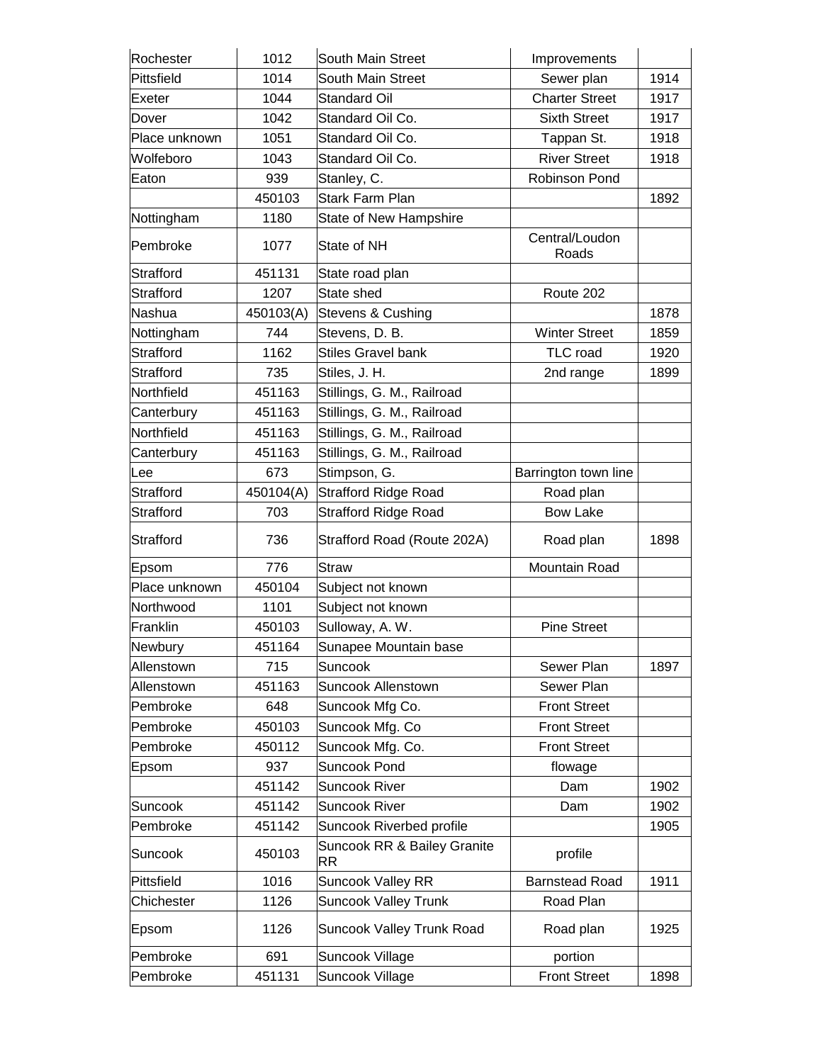| Rochester | 1012 | South Main Street | Improvements | |
|---|---|---|---|---|
| Pittsfield | 1014 | South Main Street | Sewer plan | 1914 |
| Exeter | 1044 | Standard Oil | Charter Street | 1917 |
| Dover | 1042 | Standard Oil Co. | Sixth Street | 1917 |
| Place unknown | 1051 | Standard Oil Co. | Tappan St. | 1918 |
| Wolfeboro | 1043 | Standard Oil Co. | River Street | 1918 |
| Eaton | 939 | Stanley, C. | Robinson Pond | |
| | 450103 | Stark Farm Plan | | 1892 |
| Nottingham | 1180 | State of New Hampshire | | |
| Pembroke | 1077 | State of NH | Central/Loudon Roads | |
| Strafford | 451131 | State road plan | | |
| Strafford | 1207 | State shed | Route 202 | |
| Nashua | 450103(A) | Stevens & Cushing | | 1878 |
| Nottingham | 744 | Stevens, D. B. | Winter Street | 1859 |
| Strafford | 1162 | Stiles Gravel bank | TLC road | 1920 |
| Strafford | 735 | Stiles, J. H. | 2nd range | 1899 |
| Northfield | 451163 | Stillings, G. M., Railroad | | |
| Canterbury | 451163 | Stillings, G. M., Railroad | | |
| Northfield | 451163 | Stillings, G. M., Railroad | | |
| Canterbury | 451163 | Stillings, G. M., Railroad | | |
| Lee | 673 | Stimpson, G. | Barrington town line | |
| Strafford | 450104(A) | Strafford Ridge Road | Road plan | |
| Strafford | 703 | Strafford Ridge Road | Bow Lake | |
| Strafford | 736 | Strafford Road (Route 202A) | Road plan | 1898 |
| Epsom | 776 | Straw | Mountain Road | |
| Place unknown | 450104 | Subject not known | | |
| Northwood | 1101 | Subject not known | | |
| Franklin | 450103 | Sulloway, A. W. | Pine Street | |
| Newbury | 451164 | Sunapee Mountain base | | |
| Allenstown | 715 | Suncook | Sewer Plan | 1897 |
| Allenstown | 451163 | Suncook Allenstown | Sewer Plan | |
| Pembroke | 648 | Suncook Mfg Co. | Front Street | |
| Pembroke | 450103 | Suncook Mfg. Co | Front Street | |
| Pembroke | 450112 | Suncook Mfg. Co. | Front Street | |
| Epsom | 937 | Suncook Pond | flowage | |
| | 451142 | Suncook River | Dam | 1902 |
| Suncook | 451142 | Suncook River | Dam | 1902 |
| Pembroke | 451142 | Suncook Riverbed profile | | 1905 |
| Suncook | 450103 | Suncook RR & Bailey Granite RR | profile | |
| Pittsfield | 1016 | Suncook Valley RR | Barnstead Road | 1911 |
| Chichester | 1126 | Suncook Valley Trunk | Road Plan | |
| Epsom | 1126 | Suncook Valley Trunk Road | Road plan | 1925 |
| Pembroke | 691 | Suncook Village | portion | |
| Pembroke | 451131 | Suncook Village | Front Street | 1898 |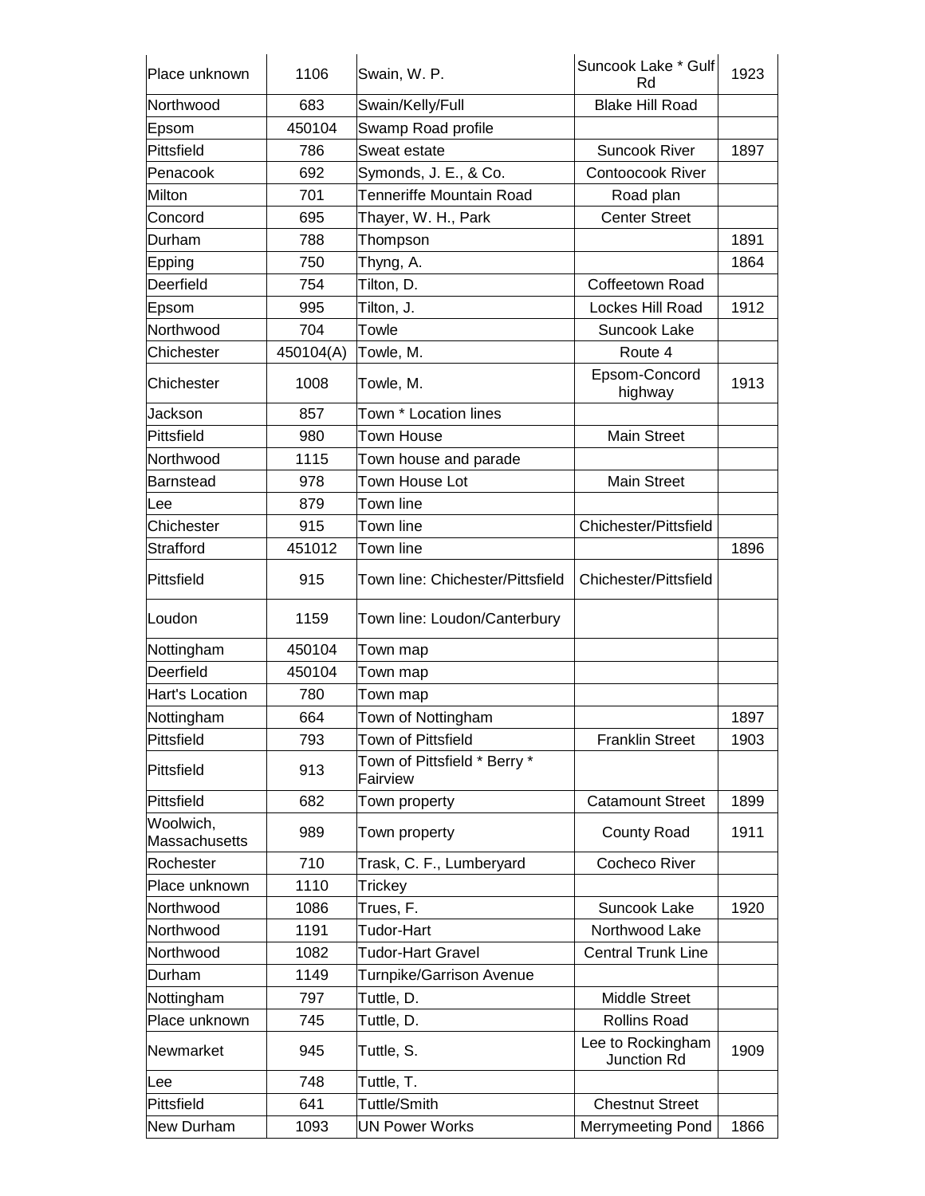| | | | | |
|---|---|---|---|---|
| Place unknown | 1106 | Swain, W. P. | Suncook Lake * Gulf Rd | 1923 |
| Northwood | 683 | Swain/Kelly/Full | Blake Hill Road | |
| Epsom | 450104 | Swamp Road profile | | |
| Pittsfield | 786 | Sweat estate | Suncook River | 1897 |
| Penacook | 692 | Symonds, J. E., & Co. | Contoocook River | |
| Milton | 701 | Tenneriffe Mountain Road | Road plan | |
| Concord | 695 | Thayer, W. H., Park | Center Street | |
| Durham | 788 | Thompson | | 1891 |
| Epping | 750 | Thyng, A. | | 1864 |
| Deerfield | 754 | Tilton, D. | Coffeetown Road | |
| Epsom | 995 | Tilton, J. | Lockes Hill Road | 1912 |
| Northwood | 704 | Towle | Suncook Lake | |
| Chichester | 450104(A) | Towle, M. | Route 4 | |
| Chichester | 1008 | Towle, M. | Epsom-Concord highway | 1913 |
| Jackson | 857 | Town * Location lines | | |
| Pittsfield | 980 | Town House | Main Street | |
| Northwood | 1115 | Town house and parade | | |
| Barnstead | 978 | Town House Lot | Main Street | |
| Lee | 879 | Town line | | |
| Chichester | 915 | Town line | Chichester/Pittsfield | |
| Strafford | 451012 | Town line | | 1896 |
| Pittsfield | 915 | Town line: Chichester/Pittsfield | Chichester/Pittsfield | |
| Loudon | 1159 | Town line: Loudon/Canterbury | | |
| Nottingham | 450104 | Town map | | |
| Deerfield | 450104 | Town map | | |
| Hart's Location | 780 | Town map | | |
| Nottingham | 664 | Town of Nottingham | | 1897 |
| Pittsfield | 793 | Town of Pittsfield | Franklin Street | 1903 |
| Pittsfield | 913 | Town of Pittsfield * Berry * Fairview | | |
| Pittsfield | 682 | Town property | Catamount Street | 1899 |
| Woolwich, Massachusetts | 989 | Town property | County Road | 1911 |
| Rochester | 710 | Trask, C. F., Lumberyard | Cocheco River | |
| Place unknown | 1110 | Trickey | | |
| Northwood | 1086 | Trues, F. | Suncook Lake | 1920 |
| Northwood | 1191 | Tudor-Hart | Northwood Lake | |
| Northwood | 1082 | Tudor-Hart Gravel | Central Trunk Line | |
| Durham | 1149 | Turnpike/Garrison Avenue | | |
| Nottingham | 797 | Tuttle, D. | Middle Street | |
| Place unknown | 745 | Tuttle, D. | Rollins Road | |
| Newmarket | 945 | Tuttle, S. | Lee to Rockingham Junction Rd | 1909 |
| Lee | 748 | Tuttle, T. | | |
| Pittsfield | 641 | Tuttle/Smith | Chestnut Street | |
| New Durham | 1093 | UN Power Works | Merrymeeting Pond | 1866 |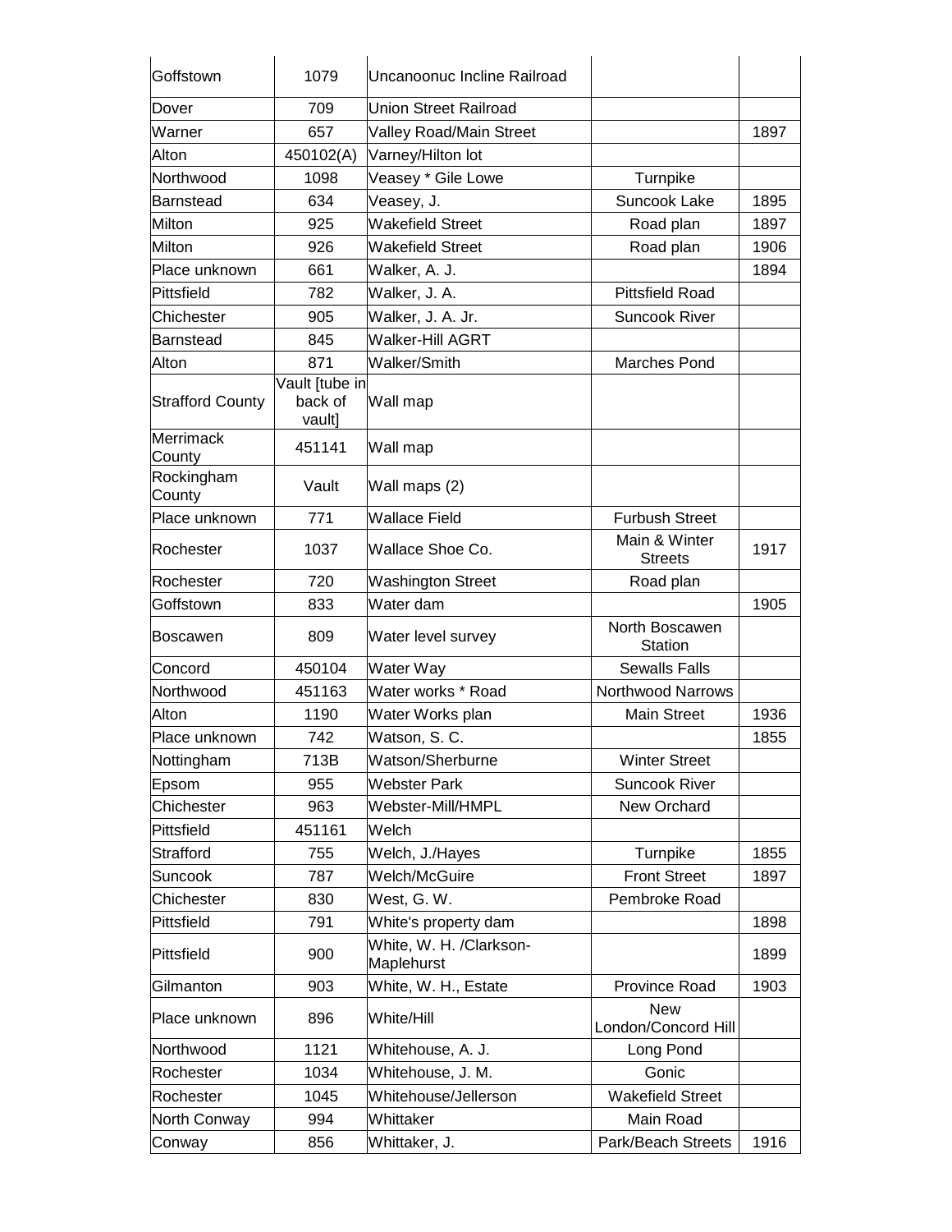| | | | | |
|---|---|---|---|---|
| Goffstown | 1079 | Uncanoonuc Incline Railroad | | |
| Dover | 709 | Union Street Railroad | | |
| Warner | 657 | Valley Road/Main Street | | 1897 |
| Alton | 450102(A) | Varney/Hilton lot | | |
| Northwood | 1098 | Veasey * Gile Lowe | Turnpike | |
| Barnstead | 634 | Veasey, J. | Suncook Lake | 1895 |
| Milton | 925 | Wakefield Street | Road plan | 1897 |
| Milton | 926 | Wakefield Street | Road plan | 1906 |
| Place unknown | 661 | Walker, A. J. | | 1894 |
| Pittsfield | 782 | Walker, J. A. | Pittsfield Road | |
| Chichester | 905 | Walker, J. A. Jr. | Suncook River | |
| Barnstead | 845 | Walker-Hill AGRT | | |
| Alton | 871 | Walker/Smith | Marches Pond | |
| Strafford County | Vault [tube in back of vault] | Wall map | | |
| Merrimack County | 451141 | Wall map | | |
| Rockingham County | Vault | Wall maps (2) | | |
| Place unknown | 771 | Wallace Field | Furbush Street | |
| Rochester | 1037 | Wallace Shoe Co. | Main & Winter Streets | 1917 |
| Rochester | 720 | Washington Street | Road plan | |
| Goffstown | 833 | Water dam | | 1905 |
| Boscawen | 809 | Water level survey | North Boscawen Station | |
| Concord | 450104 | Water Way | Sewalls Falls | |
| Northwood | 451163 | Water works * Road | Northwood Narrows | |
| Alton | 1190 | Water Works plan | Main Street | 1936 |
| Place unknown | 742 | Watson, S. C. | | 1855 |
| Nottingham | 713B | Watson/Sherburne | Winter Street | |
| Epsom | 955 | Webster Park | Suncook River | |
| Chichester | 963 | Webster-Mill/HMPL | New Orchard | |
| Pittsfield | 451161 | Welch | | |
| Strafford | 755 | Welch, J./Hayes | Turnpike | 1855 |
| Suncook | 787 | Welch/McGuire | Front Street | 1897 |
| Chichester | 830 | West, G. W. | Pembroke Road | |
| Pittsfield | 791 | White's property dam | | 1898 |
| Pittsfield | 900 | White, W. H. /Clarkson-Maplehurst | | 1899 |
| Gilmanton | 903 | White, W. H., Estate | Province Road | 1903 |
| Place unknown | 896 | White/Hill | New London/Concord Hill | |
| Northwood | 1121 | Whitehouse, A. J. | Long Pond | |
| Rochester | 1034 | Whitehouse, J. M. | Gonic | |
| Rochester | 1045 | Whitehouse/Jellerson | Wakefield Street | |
| North Conway | 994 | Whittaker | Main Road | |
| Conway | 856 | Whittaker, J. | Park/Beach Streets | 1916 |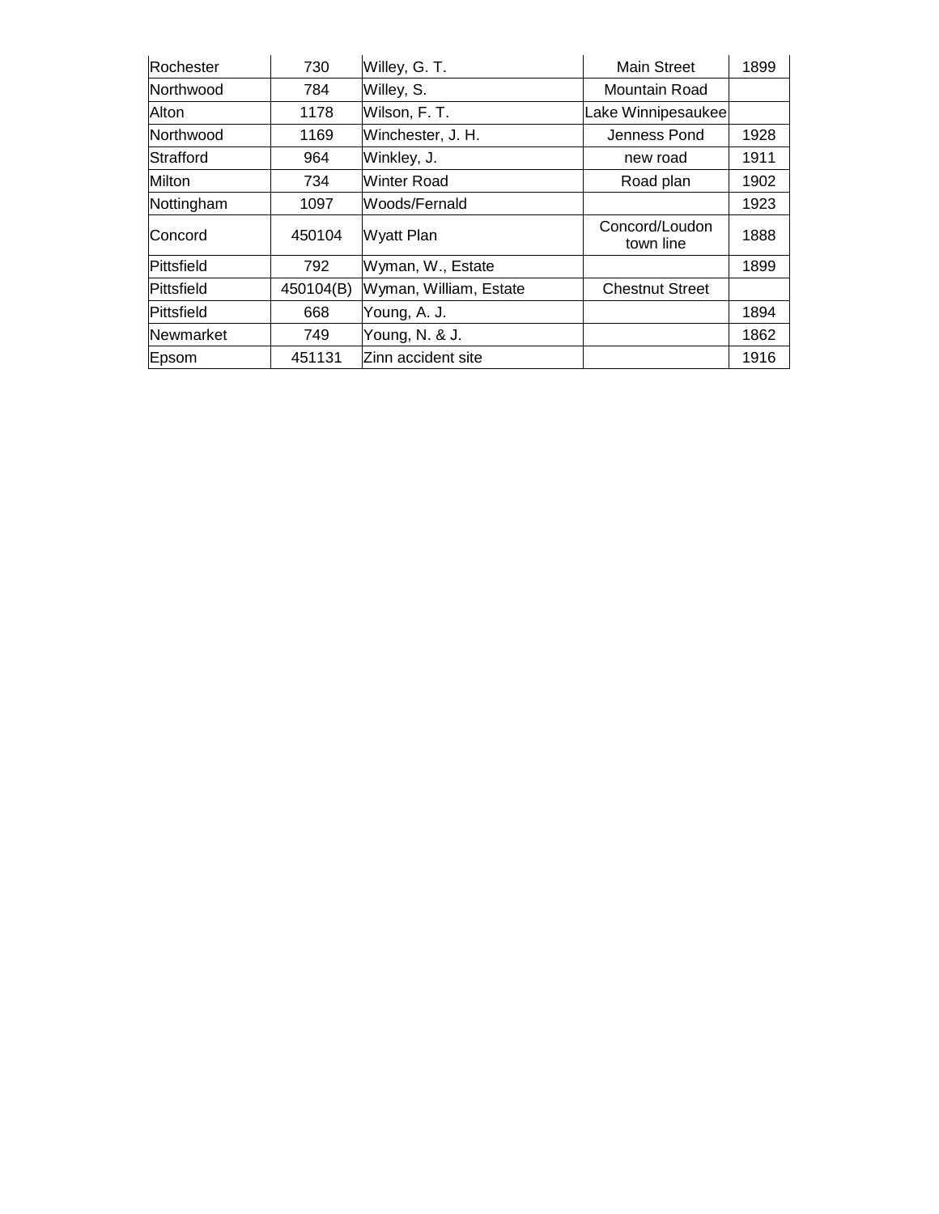| | | | | |
|---|---|---|---|---|
| Rochester | 730 | Willey, G. T. | Main Street | 1899 |
| Northwood | 784 | Willey, S. | Mountain Road | |
| Alton | 1178 | Wilson, F. T. | Lake Winnipesaukee | |
| Northwood | 1169 | Winchester, J. H. | Jenness Pond | 1928 |
| Strafford | 964 | Winkley, J. | new road | 1911 |
| Milton | 734 | Winter Road | Road plan | 1902 |
| Nottingham | 1097 | Woods/Fernald | | 1923 |
| Concord | 450104 | Wyatt Plan | Concord/Loudon town line | 1888 |
| Pittsfield | 792 | Wyman, W., Estate | | 1899 |
| Pittsfield | 450104(B) | Wyman, William, Estate | Chestnut Street | |
| Pittsfield | 668 | Young, A. J. | | 1894 |
| Newmarket | 749 | Young, N. & J. | | 1862 |
| Epsom | 451131 | Zinn accident site | | 1916 |